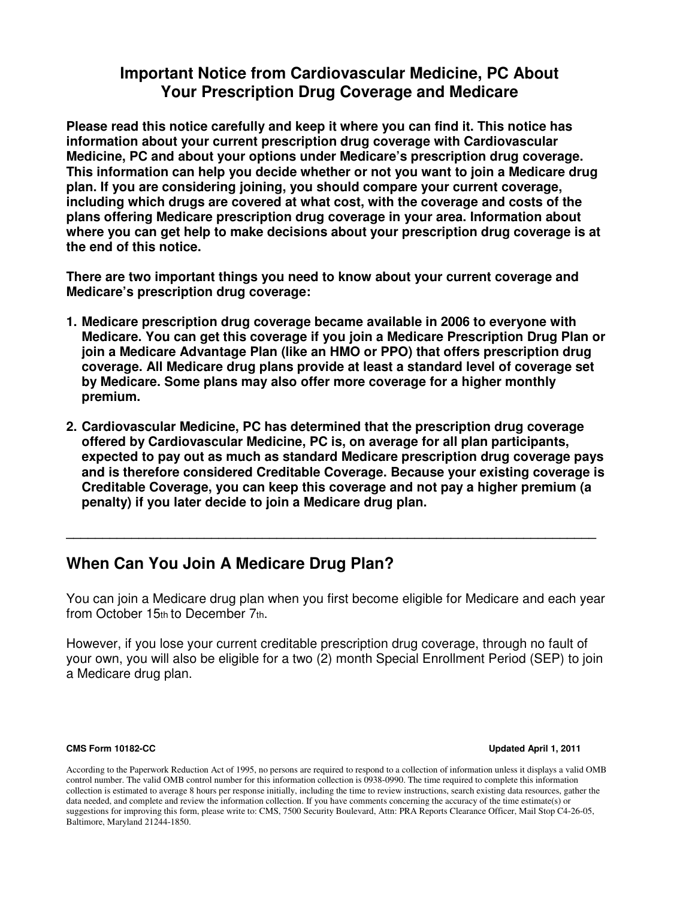# Important Notice from Cardiovascular Medicine, PC About Your Prescription Drug Coverage and Medicare

**Please read this notice carefully and keep it where you can find it. This notice has information about your current prescription drug coverage with Cardiovascular Medicine, PC and about your options under Medicare's prescription drug coverage. This information can help you decide whether or not you want to join a Medicare drug plan. If you are considering joining, you should compare your current coverage, including which drugs are covered at what cost, with the coverage and costs of the plans offering Medicare prescription drug coverage in your area. Information about where you can get help to make decisions about your prescription drug coverage is at the end of this notice.**

**There are two important things you need to know about your current coverage and Medicare's prescription drug coverage:**

1. **Medicare prescription drug coverage became available in 2006 to everyone with Medicare. You can get this coverage if you join a Medicare Prescription Drug Plan or join a Medicare Advantage Plan (like an HMO or PPO) that offers prescription drug coverage. All Medicare drug plans provide at least a standard level of coverage set by Medicare. Some plans may also offer more coverage for a higher monthly premium.**

2. **Cardiovascular Medicine, PC has determined that the prescription drug coverage offered by Cardiovascular Medicine, PC is, on average for all plan participants, expected to pay out as much as standard Medicare prescription drug coverage pays and is therefore considered Creditable Coverage. Because your existing coverage is Creditable Coverage, you can keep this coverage and not pay a higher premium (a penalty) if you later decide to join a Medicare drug plan.**

---

## When Can You Join A Medicare Drug Plan?

You can join a Medicare drug plan when you first become eligible for Medicare and each year from October 15th to December 7th.

However, if you lose your current creditable prescription drug coverage, through no fault of your own, you will also be eligible for a two (2) month Special Enrollment Period (SEP) to join a Medicare drug plan.

**CMS Form 10182-CC** **Updated April 1, 2011**

According to the Paperwork Reduction Act of 1995, no persons are required to respond to a collection of information unless it displays a valid OMB control number. The valid OMB control number for this information collection is 0938-0990. The time required to complete this information collection is estimated to average 8 hours per response initially, including the time to review instructions, search existing data resources, gather the data needed, and complete and review the information collection. If you have comments concerning the accuracy of the time estimate(s) or suggestions for improving this form, please write to: CMS, 7500 Security Boulevard, Attn: PRA Reports Clearance Officer, Mail Stop C4-26-05, Baltimore, Maryland 21244-1850.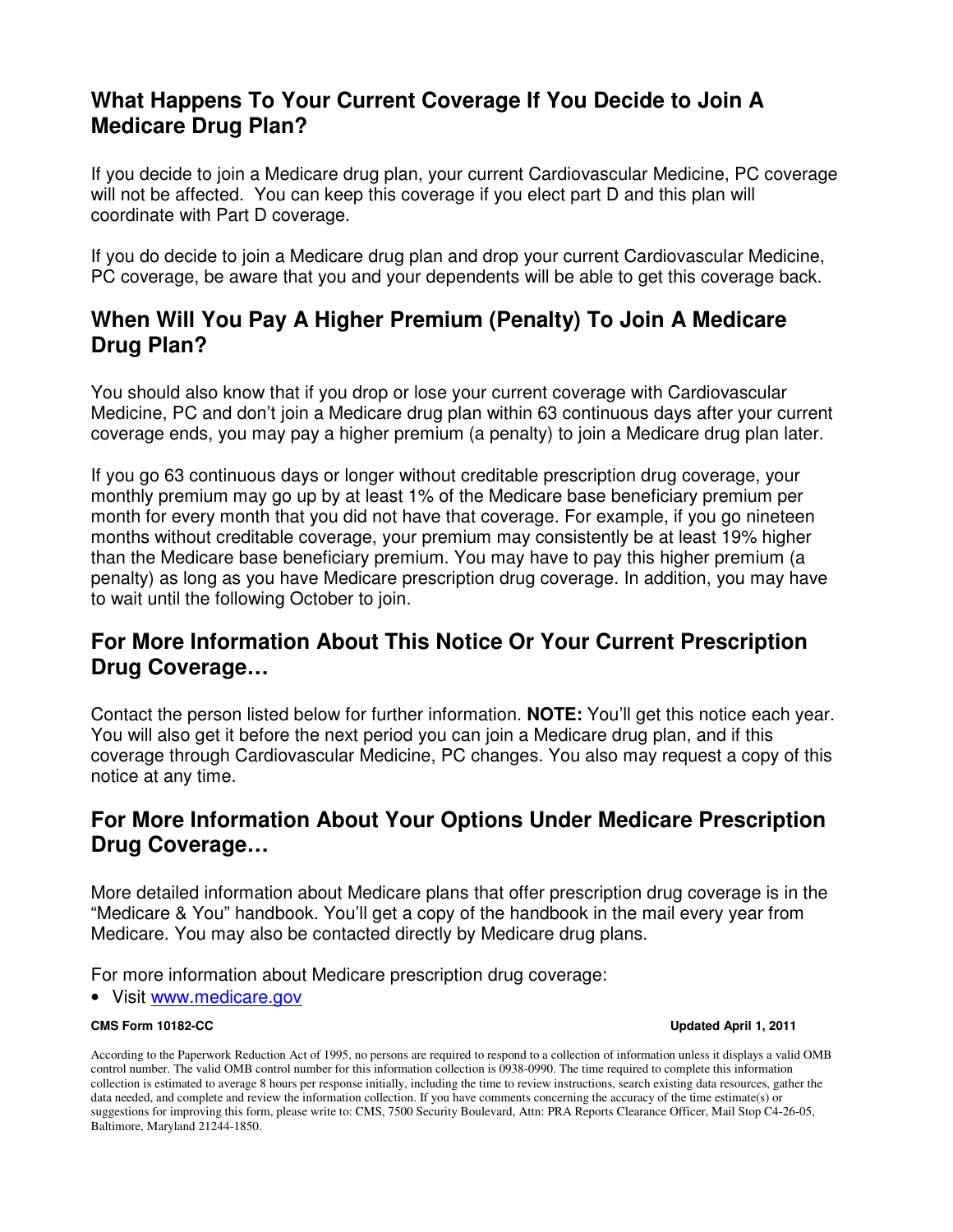## What Happens To Your Current Coverage If You Decide to Join A Medicare Drug Plan?

If you decide to join a Medicare drug plan, your current Cardiovascular Medicine, PC coverage will not be affected. You can keep this coverage if you elect part D and this plan will coordinate with Part D coverage.

If you do decide to join a Medicare drug plan and drop your current Cardiovascular Medicine, PC coverage, be aware that you and your dependents will be able to get this coverage back.

## When Will You Pay A Higher Premium (Penalty) To Join A Medicare Drug Plan?

You should also know that if you drop or lose your current coverage with Cardiovascular Medicine, PC and don't join a Medicare drug plan within 63 continuous days after your current coverage ends, you may pay a higher premium (a penalty) to join a Medicare drug plan later.

If you go 63 continuous days or longer without creditable prescription drug coverage, your monthly premium may go up by at least 1% of the Medicare base beneficiary premium per month for every month that you did not have that coverage. For example, if you go nineteen months without creditable coverage, your premium may consistently be at least 19% higher than the Medicare base beneficiary premium. You may have to pay this higher premium (a penalty) as long as you have Medicare prescription drug coverage. In addition, you may have to wait until the following October to join.

## For More Information About This Notice Or Your Current Prescription Drug Coverage…

Contact the person listed below for further information. **NOTE:** You'll get this notice each year. You will also get it before the next period you can join a Medicare drug plan, and if this coverage through Cardiovascular Medicine, PC changes. You also may request a copy of this notice at any time.

## For More Information About Your Options Under Medicare Prescription Drug Coverage…

More detailed information about Medicare plans that offer prescription drug coverage is in the "Medicare & You" handbook. You'll get a copy of the handbook in the mail every year from Medicare. You may also be contacted directly by Medicare drug plans.

For more information about Medicare prescription drug coverage:

- Visit www.medicare.gov

**CMS Form 10182-CC** **Updated April 1, 2011**

According to the Paperwork Reduction Act of 1995, no persons are required to respond to a collection of information unless it displays a valid OMB control number. The valid OMB control number for this information collection is 0938-0990. The time required to complete this information collection is estimated to average 8 hours per response initially, including the time to review instructions, search existing data resources, gather the data needed, and complete and review the information collection. If you have comments concerning the accuracy of the time estimate(s) or suggestions for improving this form, please write to: CMS, 7500 Security Boulevard, Attn: PRA Reports Clearance Officer, Mail Stop C4-26-05, Baltimore, Maryland 21244-1850.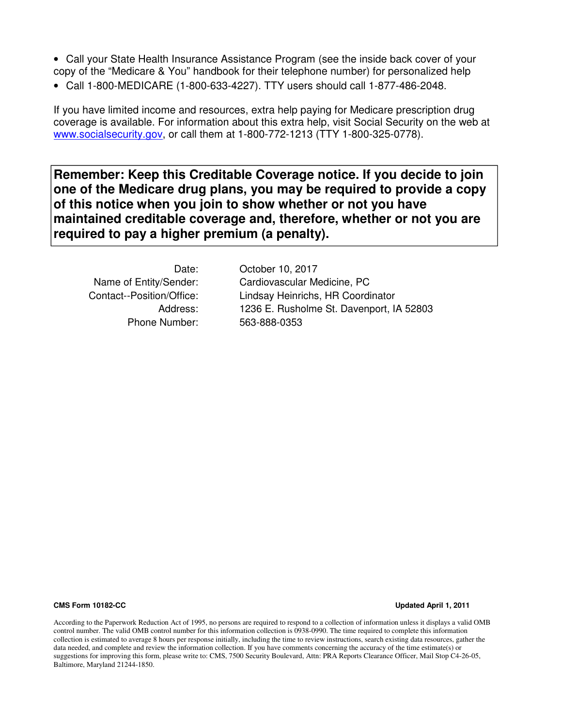- Call your State Health Insurance Assistance Program (see the inside back cover of your copy of the "Medicare & You" handbook for their telephone number) for personalized help
- Call 1-800-MEDICARE (1-800-633-4227). TTY users should call 1-877-486-2048.

If you have limited income and resources, extra help paying for Medicare prescription drug coverage is available. For information about this extra help, visit Social Security on the web at www.socialsecurity.gov, or call them at 1-800-772-1213 (TTY 1-800-325-0778).

**Remember: Keep this Creditable Coverage notice. If you decide to join one of the Medicare drug plans, you may be required to provide a copy of this notice when you join to show whether or not you have maintained creditable coverage and, therefore, whether or not you are required to pay a higher premium (a penalty).**

| | |
|---|---|
| Date: | October 10, 2017 |
| Name of Entity/Sender: | Cardiovascular Medicine, PC |
| Contact--Position/Office: | Lindsay Heinrichs, HR Coordinator |
| Address: | 1236 E. Rusholme St. Davenport, IA 52803 |
| Phone Number: | 563-888-0353 |

**CMS Form 10182-CC** **Updated April 1, 2011**

According to the Paperwork Reduction Act of 1995, no persons are required to respond to a collection of information unless it displays a valid OMB control number. The valid OMB control number for this information collection is 0938-0990. The time required to complete this information collection is estimated to average 8 hours per response initially, including the time to review instructions, search existing data resources, gather the data needed, and complete and review the information collection. If you have comments concerning the accuracy of the time estimate(s) or suggestions for improving this form, please write to: CMS, 7500 Security Boulevard, Attn: PRA Reports Clearance Officer, Mail Stop C4-26-05, Baltimore, Maryland 21244-1850.